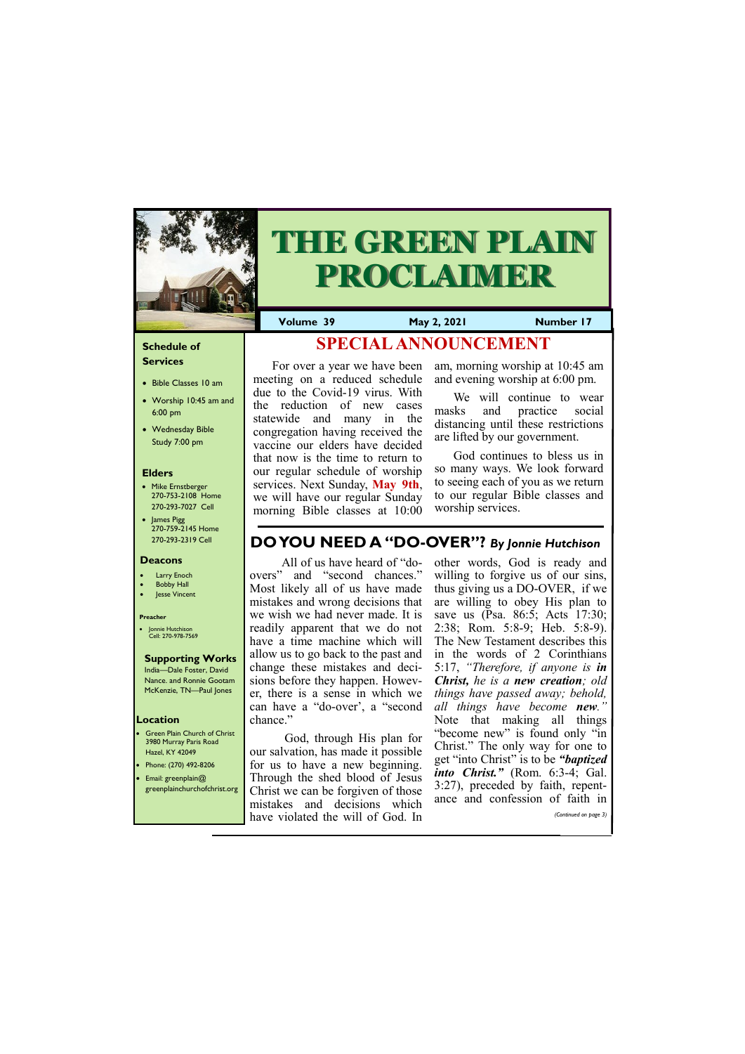# THE GREEN PLAIN PROCLAIMER

**Volume 39** | **May 2, 2021** | **Number 17**

## SPECIAL ANNOUNCEMENT

For over a year we have been meeting on a reduced schedule due to the Covid-19 virus. With the reduction of new cases statewide and many in the congregation having received the vaccine our elders have decided that now is the time to return to our regular schedule of worship services. Next Sunday, **May 9th**, we will have our regular Sunday morning Bible classes at 10:00 am, morning worship at 10:45 am and evening worship at 6:00 pm.

We will continue to wear masks and practice social distancing until these restrictions are lifted by our government.

God continues to bless us in so many ways. We look forward to seeing each of you as we return to our regular Bible classes and worship services.

## DO YOU NEED A "DO-OVER"? *By Jonnie Hutchison*

All of us have heard of "do-overs" and "second chances." Most likely all of us have made mistakes and wrong decisions that we wish we had never made. It is readily apparent that we do not have a time machine which will allow us to go back to the past and change these mistakes and decisions before they happen. However, there is a sense in which we can have a "do-over', a "second chance."

God, through His plan for our salvation, has made it possible for us to have a new beginning. Through the shed blood of Jesus Christ we can be forgiven of those mistakes and decisions which have violated the will of God. In other words, God is ready and willing to forgive us of our sins, thus giving us a DO-OVER, if we are willing to obey His plan to save us (Psa. 86:5; Acts 17:30; 2:38; Rom. 5:8-9; Heb. 5:8-9). The New Testament describes this in the words of 2 Corinthians 5:17, *"Therefore, if anyone is **in Christ,** he is a **new creation**; old things have passed away; behold, all things have become **new**."* Note that making all things "become new" is found only "in Christ." The only way for one to get "into Christ" is to be ***"baptized into Christ."*** (Rom. 6:3-4; Gal. 3:27), preceded by faith, repentance and confession of faith in

*(Continued on page 3)*

---

### Schedule of Services

- Bible Classes 10 am
- Worship 10:45 am and 6:00 pm
- Wednesday Bible Study 7:00 pm

### Elders

- Mike Ernstberger 270-753-2108 Home 270-293-7027 Cell
- James Pigg 270-759-2145 Home 270-293-2319 Cell

### Deacons

- Larry Enoch
- Bobby Hall
- Jesse Vincent

### Preacher

- Jonnie Hutchison Cell: 270-978-7569

### Supporting Works

India—Dale Foster, David Nance. and Ronnie Gootam McKenzie, TN—Paul Jones

### Location

- Green Plain Church of Christ 3980 Murray Paris Road Hazel, KY 42049
- Phone: (270) 492-8206
- Email: greenplain@greenplainchurchofchrist.org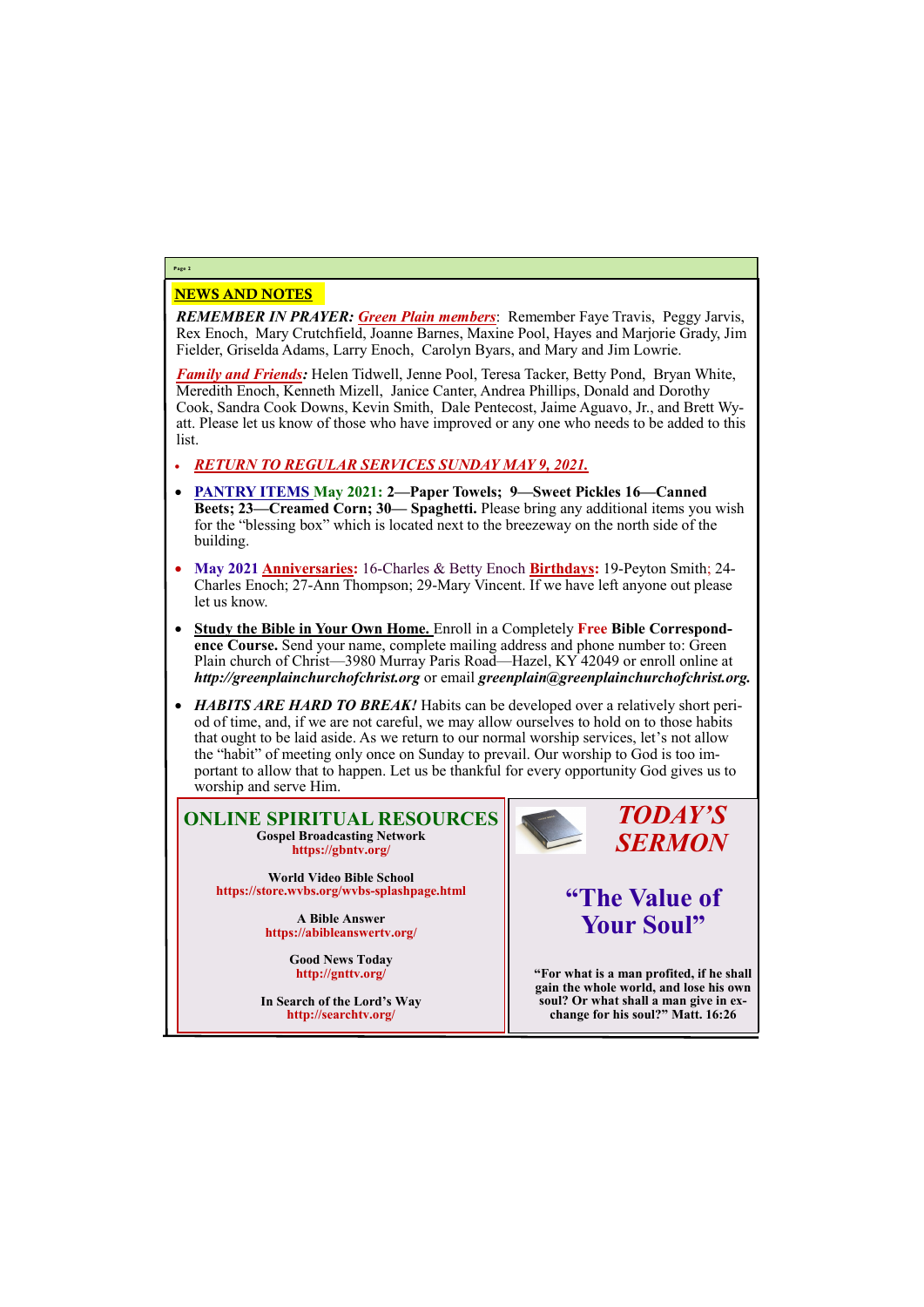## NEWS AND NOTES

***REMEMBER IN PRAYER: Green Plain members***: Remember Faye Travis, Peggy Jarvis, Rex Enoch, Mary Crutchfield, Joanne Barnes, Maxine Pool, Hayes and Marjorie Grady, Jim Fielder, Griselda Adams, Larry Enoch, Carolyn Byars, and Mary and Jim Lowrie.

***Family and Friends:*** Helen Tidwell, Jenne Pool, Teresa Tacker, Betty Pond, Bryan White, Meredith Enoch, Kenneth Mizell, Janice Canter, Andrea Phillips, Donald and Dorothy Cook, Sandra Cook Downs, Kevin Smith, Dale Pentecost, Jaime Aguavo, Jr., and Brett Wyatt. Please let us know of those who have improved or any one who needs to be added to this list.

- ***RETURN TO REGULAR SERVICES SUNDAY MAY 9, 2021.***
- **PANTRY ITEMS May 2021: 2—Paper Towels; 9—Sweet Pickles 16—Canned Beets; 23—Creamed Corn; 30— Spaghetti.** Please bring any additional items you wish for the "blessing box" which is located next to the breezeway on the north side of the building.
- **May 2021 Anniversaries:** 16-Charles & Betty Enoch **Birthdays:** 19-Peyton Smith; 24-Charles Enoch; 27-Ann Thompson; 29-Mary Vincent. If we have left anyone out please let us know.
- **Study the Bible in Your Own Home.** Enroll in a Completely **Free Bible Correspondence Course.** Send your name, complete mailing address and phone number to: Green Plain church of Christ—3980 Murray Paris Road—Hazel, KY 42049 or enroll online at ***http://greenplainchurchofchrist.org*** or email ***greenplain@greenplainchurchofchrist.org.***
- ***HABITS ARE HARD TO BREAK!*** Habits can be developed over a relatively short period of time, and, if we are not careful, we may allow ourselves to hold on to those habits that ought to be laid aside. As we return to our normal worship services, let's not allow the "habit" of meeting only once on Sunday to prevail. Our worship to God is too important to allow that to happen. Let us be thankful for every opportunity God gives us to worship and serve Him.

## ONLINE SPIRITUAL RESOURCES

**Gospel Broadcasting Network**
**https://gbntv.org/**

**World Video Bible School**
**https://store.wvbs.org/wvbs-splashpage.html**

**A Bible Answer**
**https://abibleanswertv.org/**

**Good News Today**
**http://gnttv.org/**

**In Search of the Lord's Way**
**http://searchtv.org/**

## *TODAY'S SERMON*

### "The Value of Your Soul"

**"For what is a man profited, if he shall gain the whole world, and lose his own soul? Or what shall a man give in exchange for his soul?" Matt. 16:26**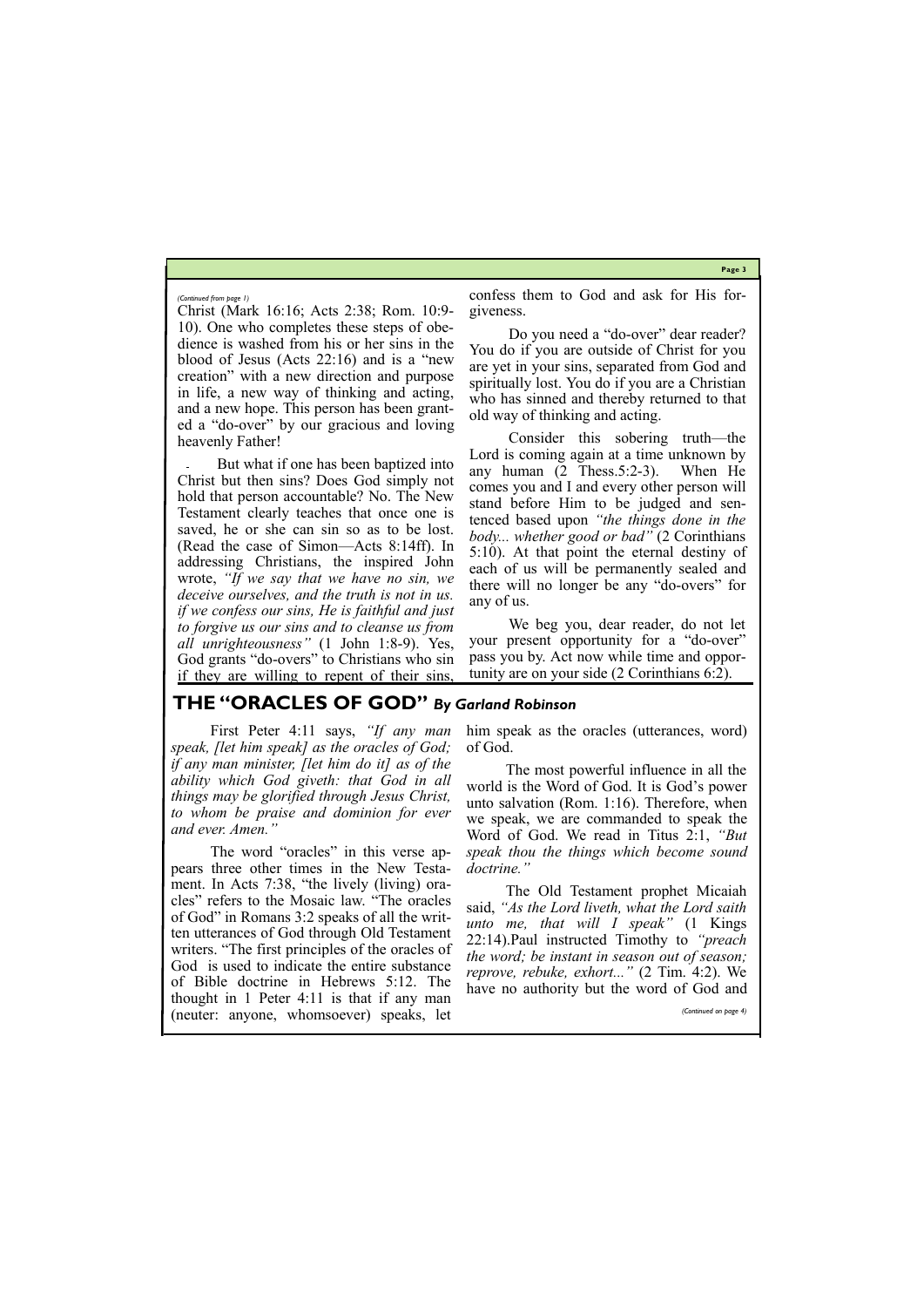*(Continued from page 1)*

Christ (Mark 16:16; Acts 2:38; Rom. 10:9-10). One who completes these steps of obedience is washed from his or her sins in the blood of Jesus (Acts 22:16) and is a "new creation" with a new direction and purpose in life, a new way of thinking and acting, and a new hope. This person has been granted a "do-over" by our gracious and loving heavenly Father!

But what if one has been baptized into Christ but then sins? Does God simply not hold that person accountable? No. The New Testament clearly teaches that once one is saved, he or she can sin so as to be lost. (Read the case of Simon—Acts 8:14ff). In addressing Christians, the inspired John wrote, *"If we say that we have no sin, we deceive ourselves, and the truth is not in us. if we confess our sins, He is faithful and just to forgive us our sins and to cleanse us from all unrighteousness"* (1 John 1:8-9). Yes, God grants "do-overs" to Christians who sin if they are willing to repent of their sins, confess them to God and ask for His forgiveness.

Do you need a "do-over" dear reader? You do if you are outside of Christ for you are yet in your sins, separated from God and spiritually lost. You do if you are a Christian who has sinned and thereby returned to that old way of thinking and acting.

Consider this sobering truth—the Lord is coming again at a time unknown by any human (2 Thess.5:2-3). When He comes you and I and every other person will stand before Him to be judged and sentenced based upon *"the things done in the body... whether good or bad"* (2 Corinthians 5:10). At that point the eternal destiny of each of us will be permanently sealed and there will no longer be any "do-overs" for any of us.

We beg you, dear reader, do not let your present opportunity for a "do-over" pass you by. Act now while time and opportunity are on your side (2 Corinthians 6:2).

## THE "ORACLES OF GOD" *By Garland Robinson*

First Peter 4:11 says, *"If any man speak, [let him speak] as the oracles of God; if any man minister, [let him do it] as of the ability which God giveth: that God in all things may be glorified through Jesus Christ, to whom be praise and dominion for ever and ever. Amen."*

The word "oracles" in this verse appears three other times in the New Testament. In Acts 7:38, "the lively (living) oracles" refers to the Mosaic law. "The oracles of God" in Romans 3:2 speaks of all the written utterances of God through Old Testament writers. "The first principles of the oracles of God is used to indicate the entire substance of Bible doctrine in Hebrews 5:12. The thought in 1 Peter 4:11 is that if any man (neuter: anyone, whomsoever) speaks, let him speak as the oracles (utterances, word) of God.

The most powerful influence in all the world is the Word of God. It is God's power unto salvation (Rom. 1:16). Therefore, when we speak, we are commanded to speak the Word of God. We read in Titus 2:1, *"But speak thou the things which become sound doctrine."*

The Old Testament prophet Micaiah said, *"As the Lord liveth, what the Lord saith unto me, that will I speak"* (1 Kings 22:14).Paul instructed Timothy to *"preach the word; be instant in season out of season; reprove, rebuke, exhort..."* (2 Tim. 4:2). We have no authority but the word of God and

*(Continued on page 4)*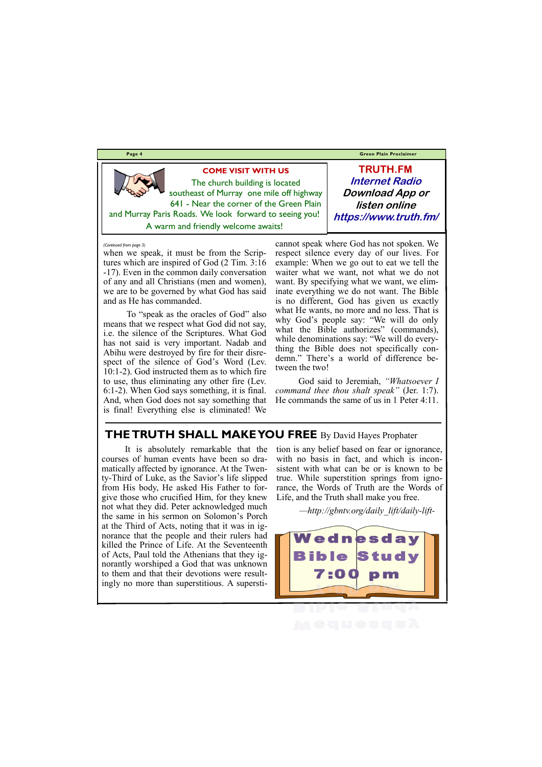**COME VISIT WITH US**

The church building is located southeast of Murray one mile off highway 641 - Near the corner of the Green Plain and Murray Paris Roads. We look forward to seeing you!

A warm and friendly welcome awaits!

**TRUTH.FM**

***Internet Radio***

***Download App or listen online***

***https://www.truth.fm/***

*(Continued from page 3)*

when we speak, it must be from the Scriptures which are inspired of God (2 Tim. 3:16-17). Even in the common daily conversation of any and all Christians (men and women), we are to be governed by what God has said and as He has commanded.

To "speak as the oracles of God" also means that we respect what God did not say, i.e. the silence of the Scriptures. What God has not said is very important. Nadab and Abihu were destroyed by fire for their disrespect of the silence of God's Word (Lev. 10:1-2). God instructed them as to which fire to use, thus eliminating any other fire (Lev. 6:1-2). When God says something, it is final. And, when God does not say something that is final! Everything else is eliminated! We cannot speak where God has not spoken. We respect silence every day of our lives. For example: When we go out to eat we tell the waiter what we want, not what we do not want. By specifying what we want, we eliminate everything we do not want. The Bible is no different, God has given us exactly what He wants, no more and no less. That is why God's people say: "We will do only what the Bible authorizes" (commands), while denominations say: "We will do everything the Bible does not specifically condemn." There's a world of difference between the two!

God said to Jeremiah, *"Whatsoever I command thee thou shalt speak"* (Jer. 1:7). He commands the same of us in 1 Peter 4:11.

## THE TRUTH SHALL MAKE YOU FREE By David Hayes Prophater

It is absolutely remarkable that the courses of human events have been so dramatically affected by ignorance. At the Twenty-Third of Luke, as the Savior's life slipped from His body, He asked His Father to forgive those who crucified Him, for they knew not what they did. Peter acknowledged much the same in his sermon on Solomon's Porch at the Third of Acts, noting that it was in ignorance that the people and their rulers had killed the Prince of Life. At the Seventeenth of Acts, Paul told the Athenians that they ignorantly worshiped a God that was unknown to them and that their devotions were resultingly no more than superstitious. A superstition is any belief based on fear or ignorance, with no basis in fact, and which is inconsistent with what can be or is known to be true. While superstition springs from ignorance, the Words of Truth are the Words of Life, and the Truth shall make you free.

*—http://gbntv.org/daily_lift/daily-lift-*

**Wednesday Bible Study 7:00 pm**